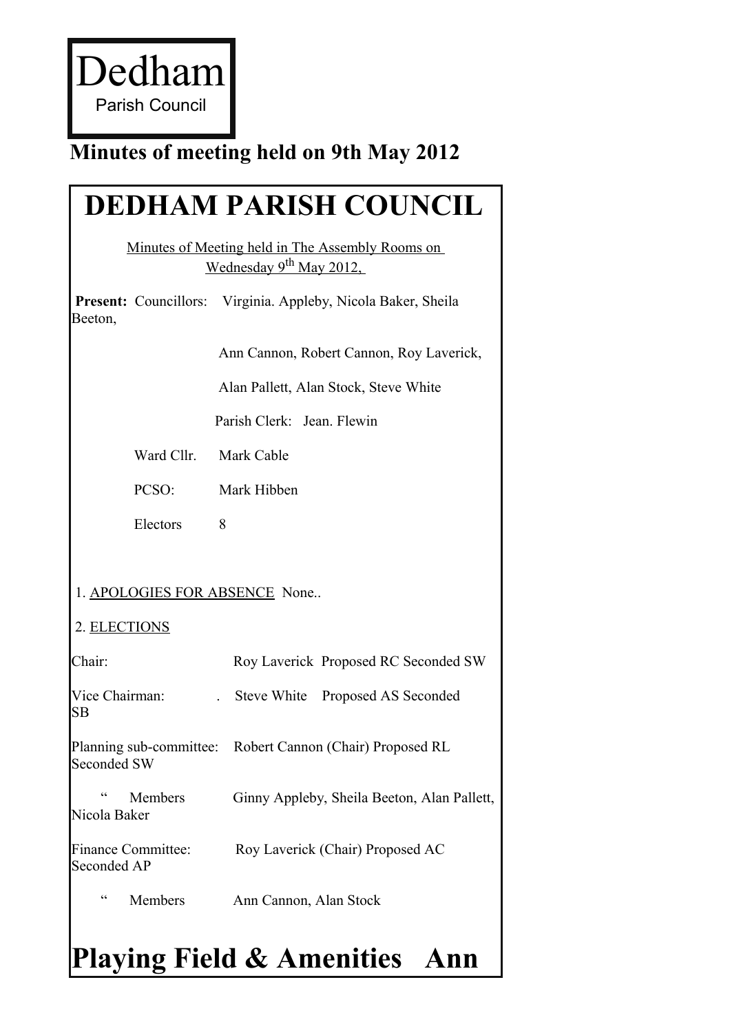Dedham

Parish Council

**Minutes of meeting held on 9th May 2012**

# DEDHAM PARISH COUNCIL

Minutes of Meeting held in The Assembly Rooms on Wednesday 9th May 2012,

**Present:** Councillors: Virginia. Appleby, Nicola Baker, Sheila Beeton,

Ann Cannon, Robert Cannon, Roy Laverick,

Alan Pallett, Alan Stock, Steve White

Parish Clerk: Jean. Flewin

Ward Cllr. Mark Cable

PCSO: Mark Hibben

Electors 8

1. APOLOGIES FOR ABSENCE None..

2. ELECTIONS

Chair: Roy Laverick Proposed RC Seconded SW

Vice Chairman: . Steve White Proposed AS Seconded SB

Planning sub-committee: Robert Cannon (Chair) Proposed RL Seconded SW

" Members Ginny Appleby, Sheila Beeton, Alan Pallett, Nicola Baker

Finance Committee: Roy Laverick (Chair) Proposed AC Seconded AP

" Members Ann Cannon, Alan Stock

# Playing Field & Amenities Ann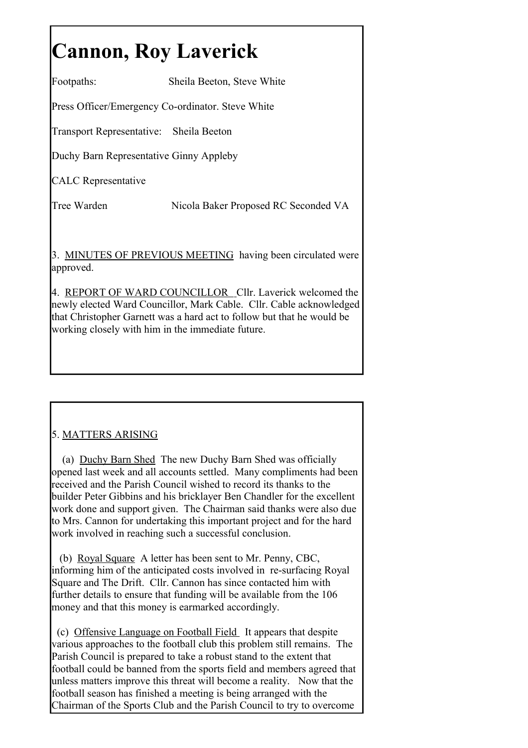# Cannon, Roy Laverick

Footpaths: Sheila Beeton, Steve White

Press Officer/Emergency Co-ordinator. Steve White

Transport Representative: Sheila Beeton

Duchy Barn Representative Ginny Appleby

CALC Representative

Tree Warden Nicola Baker Proposed RC Seconded VA

3. <u>MINUTES OF PREVIOUS MEETING</u> having been circulated were approved.

4. <u>REPORT OF WARD COUNCILLOR</u> Cllr. Laverick welcomed the newly elected Ward Councillor, Mark Cable. Cllr. Cable acknowledged that Christopher Garnett was a hard act to follow but that he would be working closely with him in the immediate future.

5. <u>MATTERS ARISING</u>

(a) <u>Duchy Barn Shed</u> The new Duchy Barn Shed was officially opened last week and all accounts settled. Many compliments had been received and the Parish Council wished to record its thanks to the builder Peter Gibbins and his bricklayer Ben Chandler for the excellent work done and support given. The Chairman said thanks were also due to Mrs. Cannon for undertaking this important project and for the hard work involved in reaching such a successful conclusion.

(b) <u>Royal Square</u> A letter has been sent to Mr. Penny, CBC, informing him of the anticipated costs involved in re-surfacing Royal Square and The Drift. Cllr. Cannon has since contacted him with further details to ensure that funding will be available from the 106 money and that this money is earmarked accordingly.

(c) <u>Offensive Language on Football Field</u> It appears that despite various approaches to the football club this problem still remains. The Parish Council is prepared to take a robust stand to the extent that football could be banned from the sports field and members agreed that unless matters improve this threat will become a reality. Now that the football season has finished a meeting is being arranged with the Chairman of the Sports Club and the Parish Council to try to overcome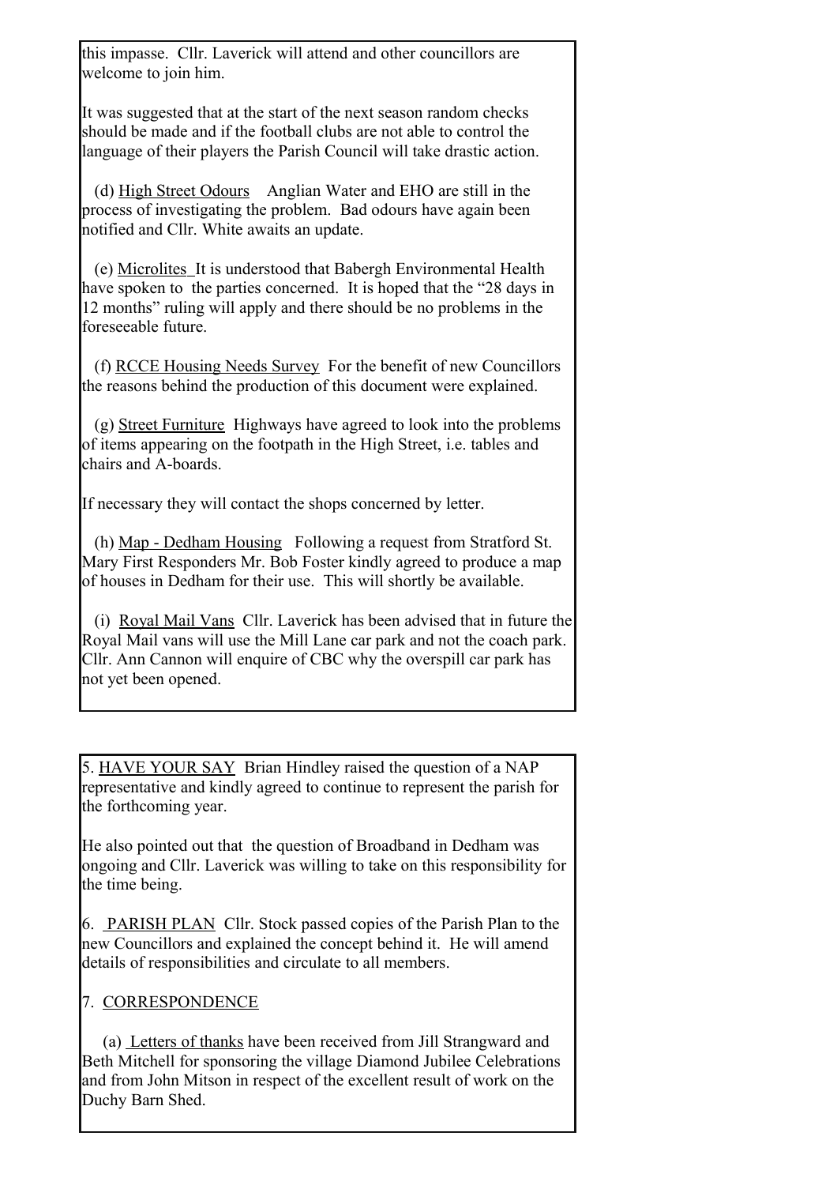this impasse. Cllr. Laverick will attend and other councillors are welcome to join him.

It was suggested that at the start of the next season random checks should be made and if the football clubs are not able to control the language of their players the Parish Council will take drastic action.

(d) <u>High Street Odours</u> Anglian Water and EHO are still in the process of investigating the problem. Bad odours have again been notified and Cllr. White awaits an update.

(e) <u>Microlites</u> It is understood that Babergh Environmental Health have spoken to the parties concerned. It is hoped that the "28 days in 12 months" ruling will apply and there should be no problems in the foreseeable future.

(f) <u>RCCE Housing Needs Survey</u> For the benefit of new Councillors the reasons behind the production of this document were explained.

(g) <u>Street Furniture</u> Highways have agreed to look into the problems of items appearing on the footpath in the High Street, i.e. tables and chairs and A-boards.

If necessary they will contact the shops concerned by letter.

(h) <u>Map - Dedham Housing</u> Following a request from Stratford St. Mary First Responders Mr. Bob Foster kindly agreed to produce a map of houses in Dedham for their use. This will shortly be available.

(i) <u>Royal Mail Vans</u> Cllr. Laverick has been advised that in future the Royal Mail vans will use the Mill Lane car park and not the coach park. Cllr. Ann Cannon will enquire of CBC why the overspill car park has not yet been opened.

5. <u>HAVE YOUR SAY</u> Brian Hindley raised the question of a NAP representative and kindly agreed to continue to represent the parish for the forthcoming year.

He also pointed out that the question of Broadband in Dedham was ongoing and Cllr. Laverick was willing to take on this responsibility for the time being.

6. <u>PARISH PLAN</u> Cllr. Stock passed copies of the Parish Plan to the new Councillors and explained the concept behind it. He will amend details of responsibilities and circulate to all members.

7. <u>CORRESPONDENCE</u>

(a) <u>Letters of thanks</u> have been received from Jill Strangward and Beth Mitchell for sponsoring the village Diamond Jubilee Celebrations and from John Mitson in respect of the excellent result of work on the Duchy Barn Shed.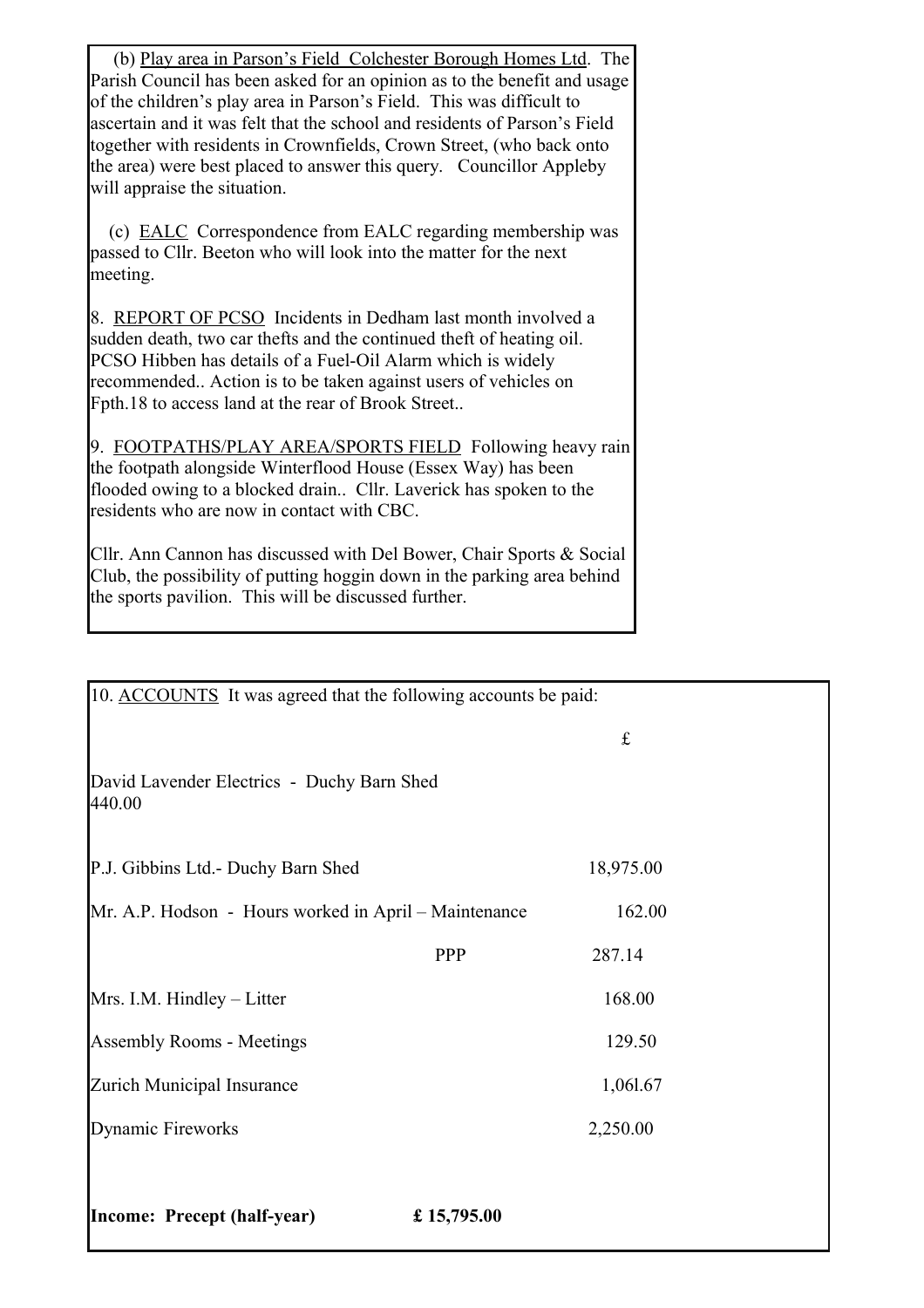(b) Play area in Parson's Field Colchester Borough Homes Ltd. The Parish Council has been asked for an opinion as to the benefit and usage of the children's play area in Parson's Field. This was difficult to ascertain and it was felt that the school and residents of Parson's Field together with residents in Crownfields, Crown Street, (who back onto the area) were best placed to answer this query. Councillor Appleby will appraise the situation.

(c) EALC Correspondence from EALC regarding membership was passed to Cllr. Beeton who will look into the matter for the next meeting.

8. REPORT OF PCSO Incidents in Dedham last month involved a sudden death, two car thefts and the continued theft of heating oil. PCSO Hibben has details of a Fuel-Oil Alarm which is widely recommended.. Action is to be taken against users of vehicles on Fpth.18 to access land at the rear of Brook Street..

9. FOOTPATHS/PLAY AREA/SPORTS FIELD Following heavy rain the footpath alongside Winterflood House (Essex Way) has been flooded owing to a blocked drain.. Cllr. Laverick has spoken to the residents who are now in contact with CBC.

Cllr. Ann Cannon has discussed with Del Bower, Chair Sports & Social Club, the possibility of putting hoggin down in the parking area behind the sports pavilion. This will be discussed further.

10. ACCOUNTS It was agreed that the following accounts be paid:

| | | £ |
|---|---|---|
| David Lavender Electrics - Duchy Barn Shed | | 440.00 |
| P.J. Gibbins Ltd.- Duchy Barn Shed | | 18,975.00 |
| Mr. A.P. Hodson - Hours worked in April – Maintenance | | 162.00 |
| | PPP | 287.14 |
| Mrs. I.M. Hindley – Litter | | 168.00 |
| Assembly Rooms - Meetings | | 129.50 |
| Zurich Municipal Insurance | | 1,061.67 |
| Dynamic Fireworks | | 2,250.00 |

**Income: Precept (half-year) £ 15,795.00**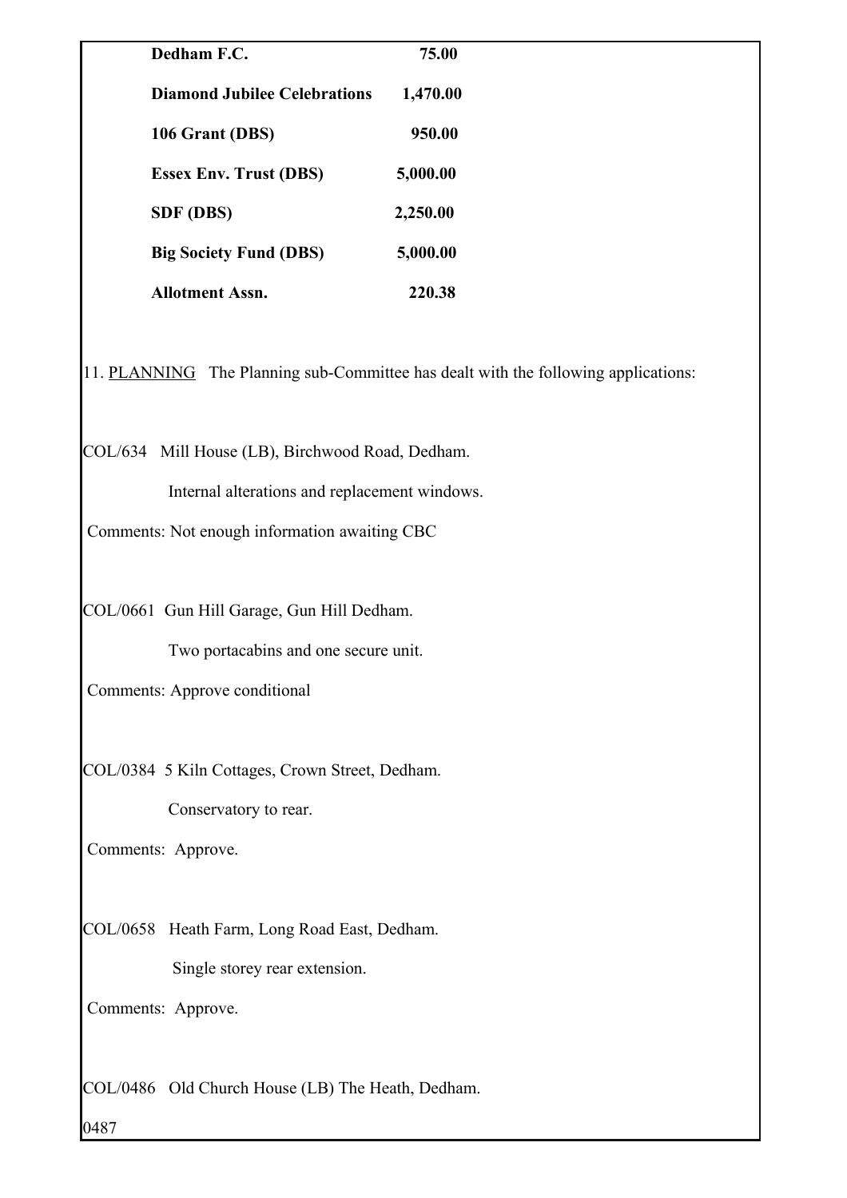| | |
|---|---|
| **Dedham F.C.** | **75.00** |
| **Diamond Jubilee Celebrations** | **1,470.00** |
| **106 Grant (DBS)** | **950.00** |
| **Essex Env. Trust (DBS)** | **5,000.00** |
| **SDF (DBS)** | **2,250.00** |
| **Big Society Fund (DBS)** | **5,000.00** |
| **Allotment Assn.** | **220.38** |

11. PLANNING The Planning sub-Committee has dealt with the following applications:

COL/634 Mill House (LB), Birchwood Road, Dedham.

Internal alterations and replacement windows.

Comments: Not enough information awaiting CBC

COL/0661 Gun Hill Garage, Gun Hill Dedham.

Two portacabins and one secure unit.

Comments: Approve conditional

COL/0384 5 Kiln Cottages, Crown Street, Dedham.

Conservatory to rear.

Comments: Approve.

COL/0658 Heath Farm, Long Road East, Dedham.

Single storey rear extension.

Comments: Approve.

COL/0486 Old Church House (LB) The Heath, Dedham.

0487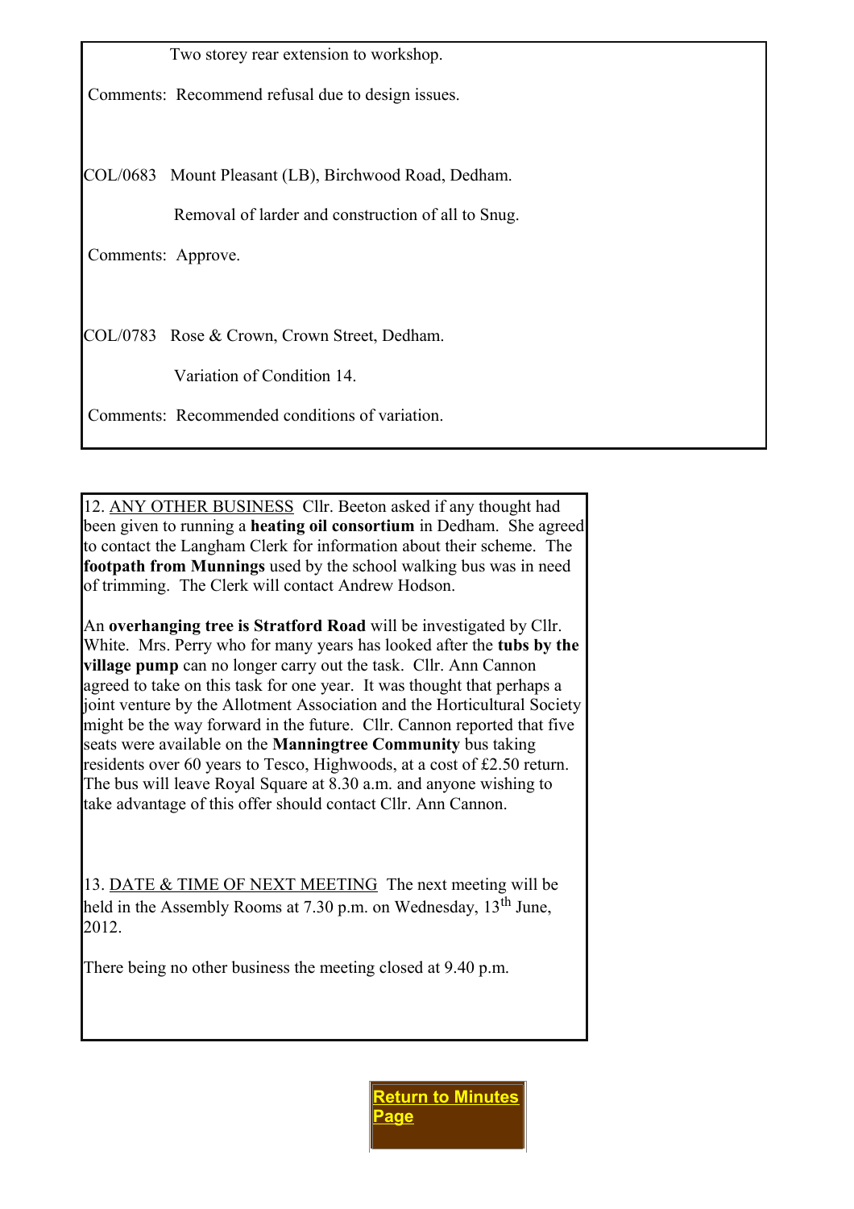Two storey rear extension to workshop.

Comments: Recommend refusal due to design issues.

COL/0683 Mount Pleasant (LB), Birchwood Road, Dedham.

Removal of larder and construction of all to Snug.

Comments: Approve.

COL/0783 Rose & Crown, Crown Street, Dedham.

Variation of Condition 14.

Comments: Recommended conditions of variation.

12. ANY OTHER BUSINESS Cllr. Beeton asked if any thought had been given to running a **heating oil consortium** in Dedham. She agreed to contact the Langham Clerk for information about their scheme. The **footpath from Munnings** used by the school walking bus was in need of trimming. The Clerk will contact Andrew Hodson.

An **overhanging tree is Stratford Road** will be investigated by Cllr. White. Mrs. Perry who for many years has looked after the **tubs by the village pump** can no longer carry out the task. Cllr. Ann Cannon agreed to take on this task for one year. It was thought that perhaps a joint venture by the Allotment Association and the Horticultural Society might be the way forward in the future. Cllr. Cannon reported that five seats were available on the **Manningtree Community** bus taking residents over 60 years to Tesco, Highwoods, at a cost of £2.50 return. The bus will leave Royal Square at 8.30 a.m. and anyone wishing to take advantage of this offer should contact Cllr. Ann Cannon.

13. DATE & TIME OF NEXT MEETING The next meeting will be held in the Assembly Rooms at 7.30 p.m. on Wednesday, 13th June, 2012.

There being no other business the meeting closed at 9.40 p.m.

**Return to Minutes Page**